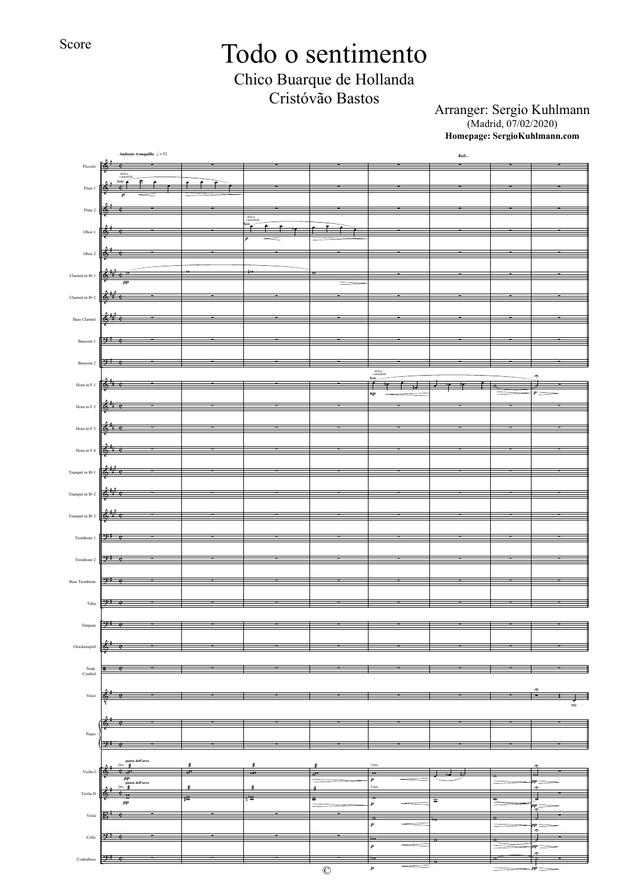Score

# Todo o sentimento

## Chico Buarque de Hollanda
## Cristóvão Bastos

Arranger: Sergio Kuhlmann
(Madrid, 07/02/2020)
**Homepage: SergioKuhlmann.com**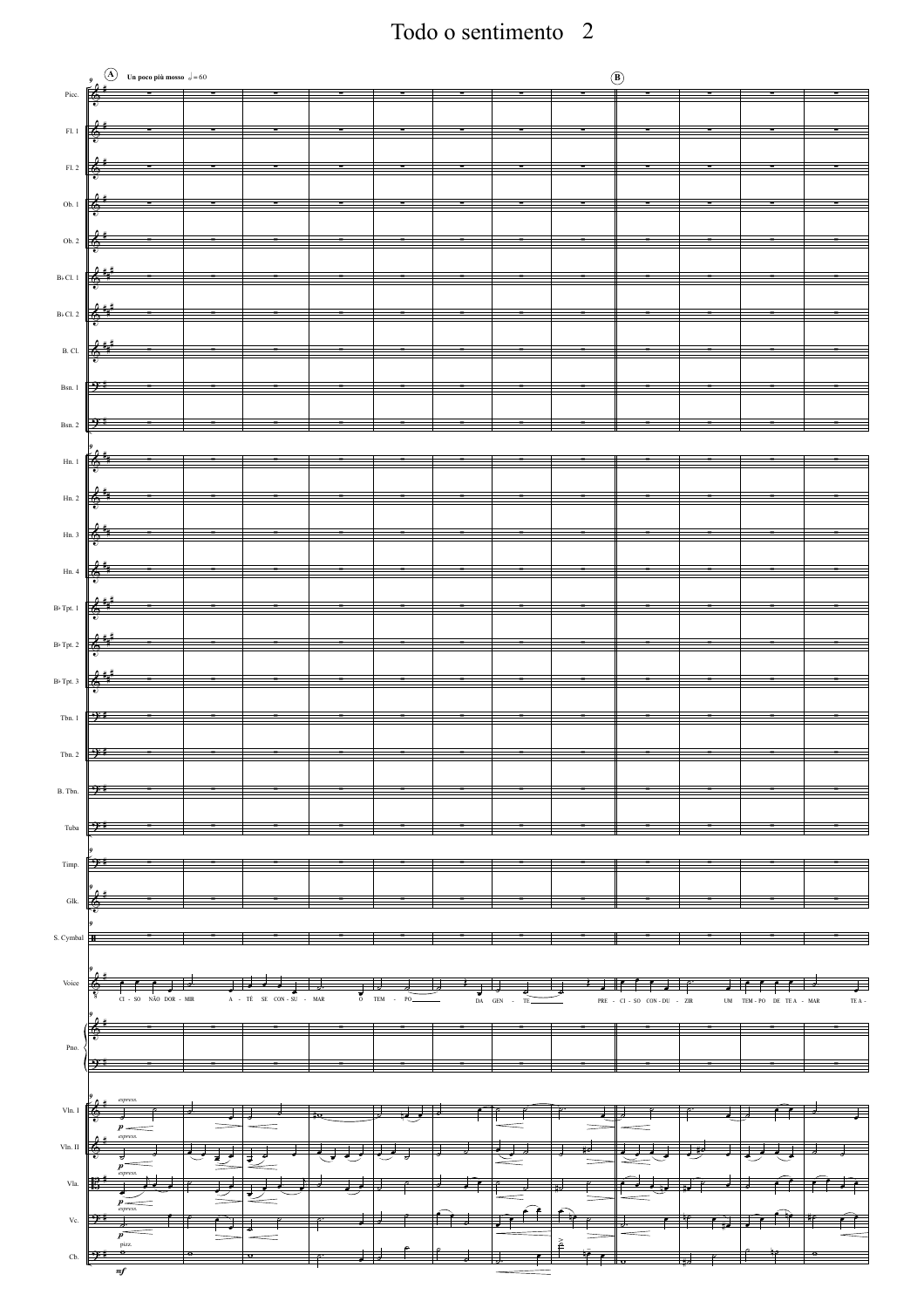# Todo o sentimento

A Un poco più mosso 𝅗𝅥 = 60

B

Picc.
Fl. 1
Fl. 2
Ob. 1
Ob. 2
B♭ Cl. 1
B♭ Cl. 2
B. Cl.
Bsn. 1
Bsn. 2
Hn. 1
Hn. 2
Hn. 3
Hn. 4
B♭ Tpt. 1
B♭ Tpt. 2
B♭ Tpt. 3
Tbn. 1
Tbn. 2
B. Tbn.
Tuba
Timp.
Glk.
S. Cymbal
Voice
Pno.
Vln. I
Vln. II
Vla.
Vc.
Cb.

CI - SO NÃO DOR - MIR A - TÉ SE CON - SU - MAR O TEM - PO DA GEN - TE PRE - CI - SO CON - DU - ZIR UM TEM - PO DE TE A - MAR TE A -

*express.* *p* *pizz.* *mf*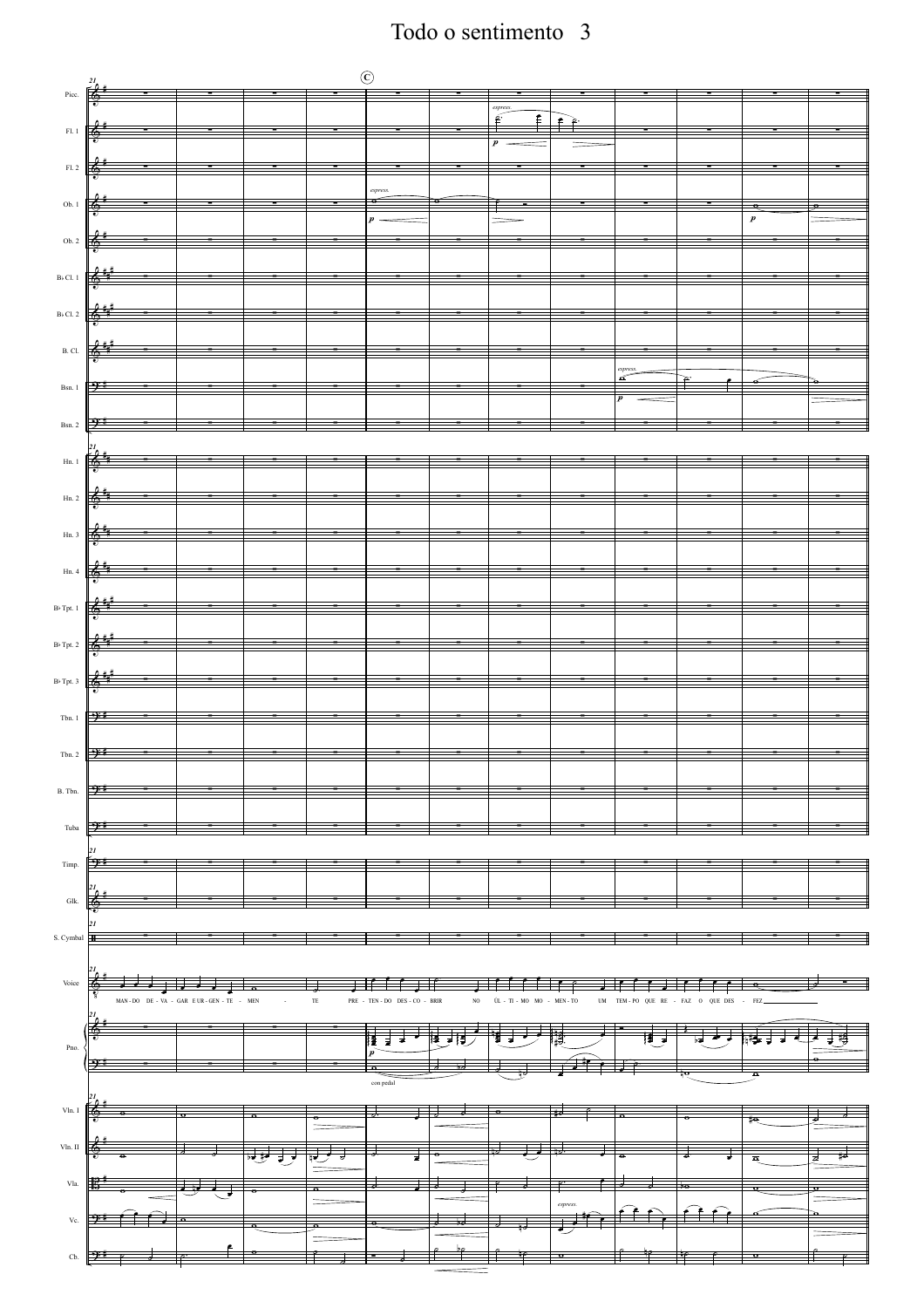C

*espress.*

*p*

*espress.*

*p*

*p*

*espress.*

*p*

MAN - DO DE - VA - GAR E UR - GEN - TE - MEN - TE PRE - TEN - DO DES - CO - BRIR NO ÚL - TI - MO MO - MEN - TO UM TEM - PO QUE RE - FAZ O QUE DES - FEZ

*p*

con pedal

*espress.*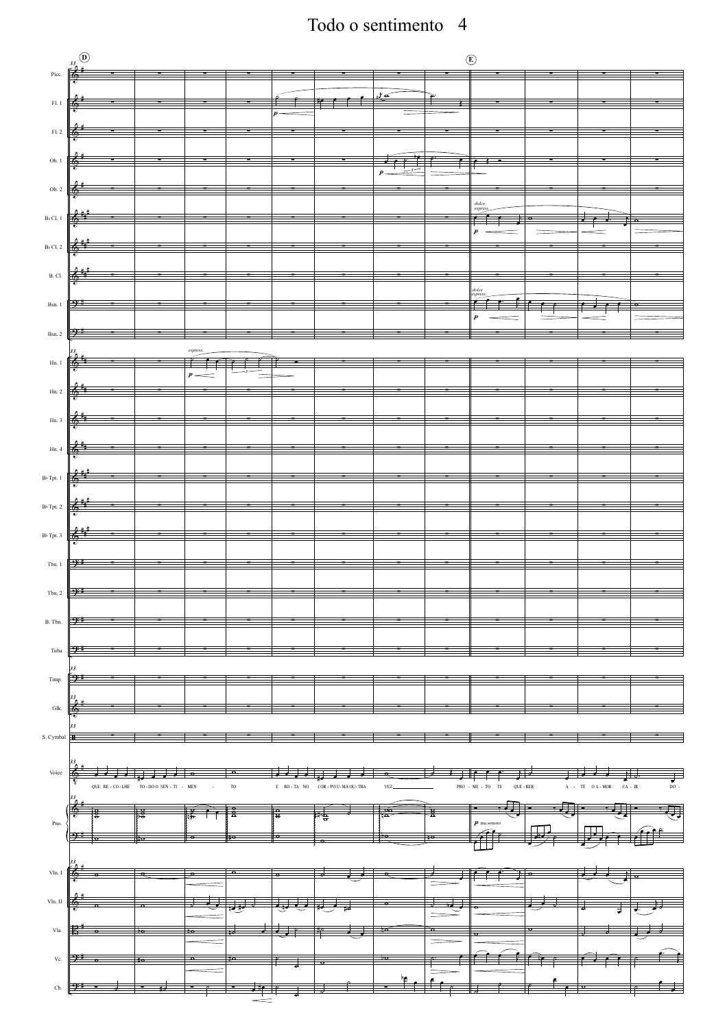# Todo o sentimento

D

E

Picc.

Fl. 1

Fl. 2

Ob. 1

Ob. 2

B♭ Cl. 1

B♭ Cl. 2

B. Cl.

Bsn. 1

Bsn. 2

Hn. 1

Hn. 2

Hn. 3

Hn. 4

B♭ Tpt. 1

B♭ Tpt. 2

B♭ Tpt. 3

Tbn. 1

Tbn. 2

B. Tbn.

Tuba

Timp.

Glk.

S. Cymbal

Voice

QUE RE - CO - LHE TO - DO O SEN - TI - MEN - TO E BO - TA NO COR - PO U - MA OU - TRA VEZ PRO - ME - TO TE QUE - RER A - TÉ O A - MOR CA - IR DO -

Pno.

*p ma sonoro*

Vln. I

Vln. II

Vla.

Vc.

Cb.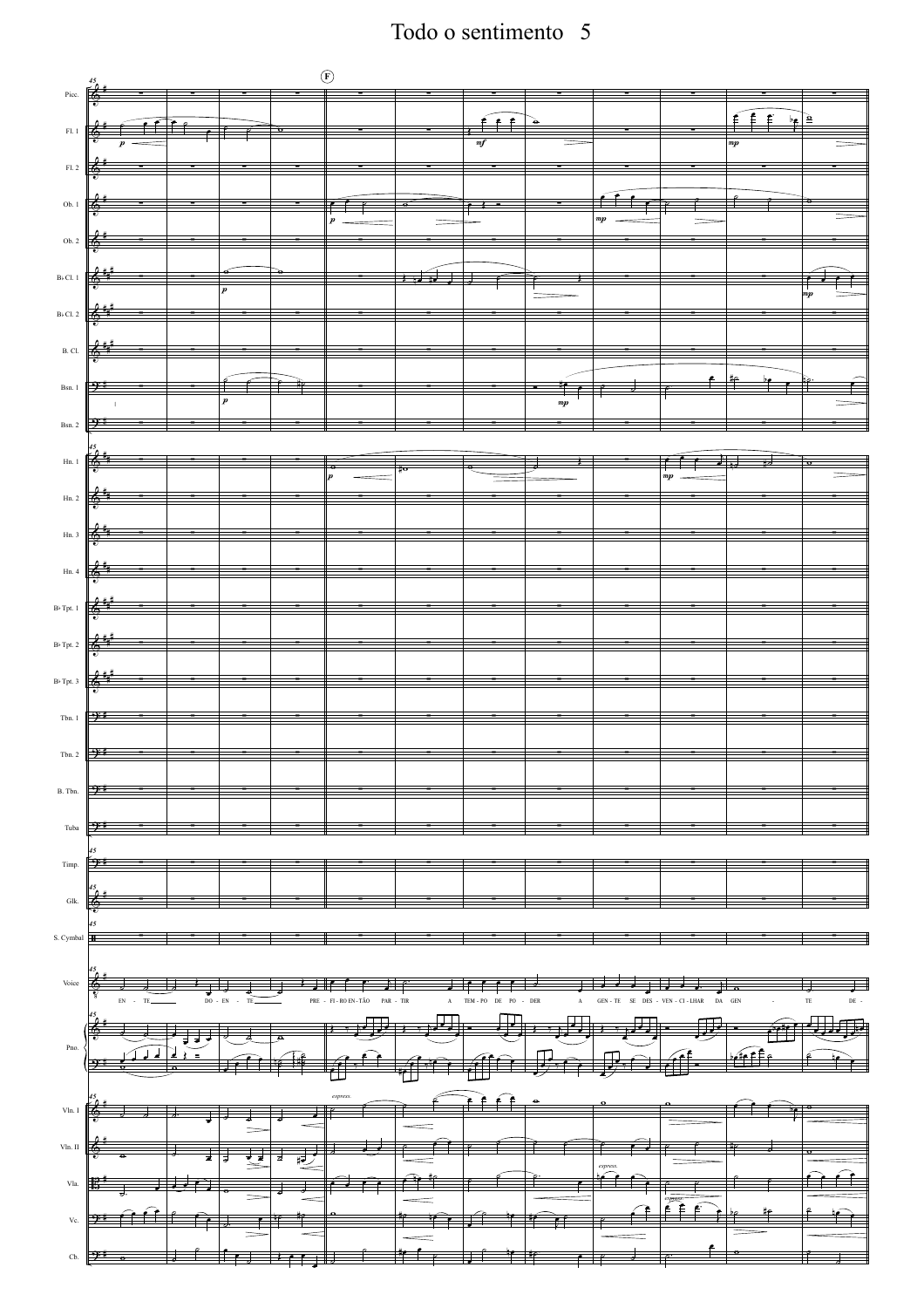# Todo o sentimento

EN - TE DO - EN - TE PRE - FI - RO EN - TÃO PAR - TIR A TEM - PO DE PO - DER A GEN - TE SE DES - VEN - CI - LHAR DA GEN - TE DE -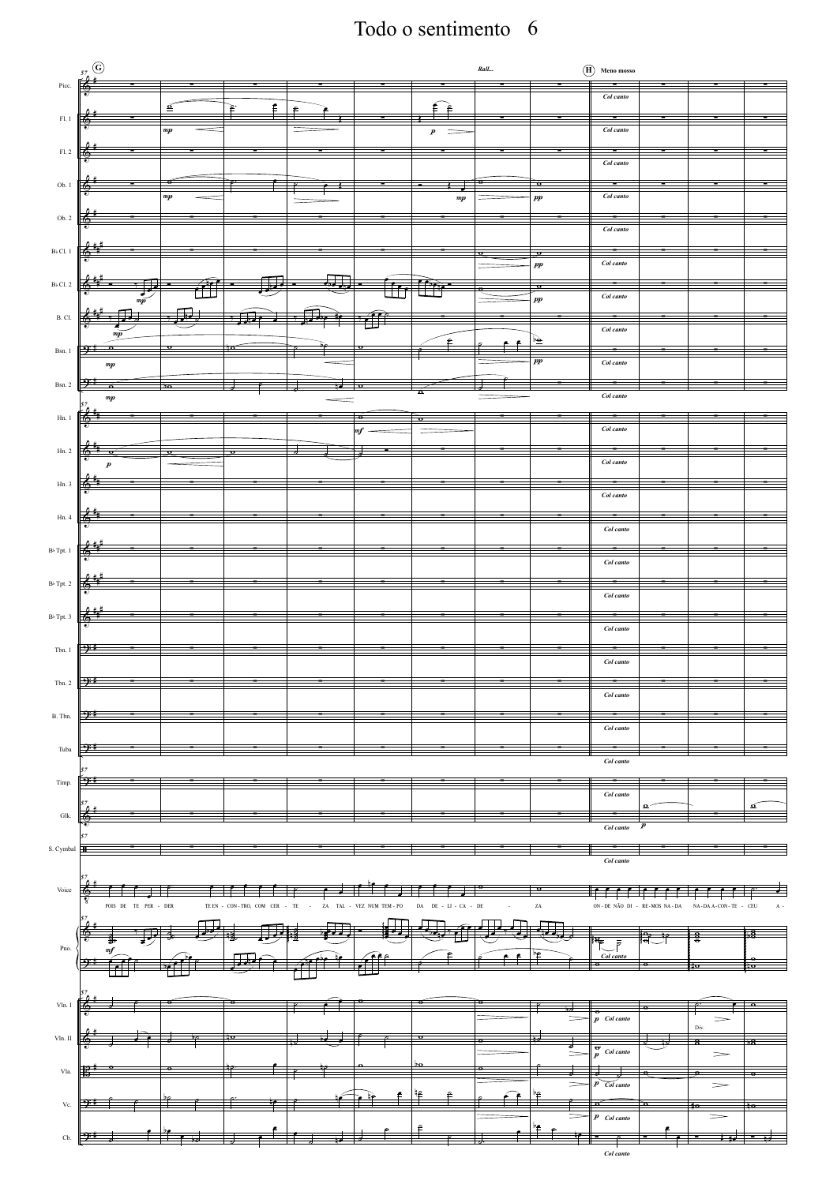# Todo o sentimento

G

Rall...

H Meno mosso

Col canto

POIS DE TE PER - DER TE EN - CON - TRO, COM CER - TE - ZA TAL - VEZ NUM TEM - PO DA DE - LI - CA - DE - ZA

ON - DE NÃO DI - RE - MOS NA - DA NA - DA A - CON - TE - CEU A -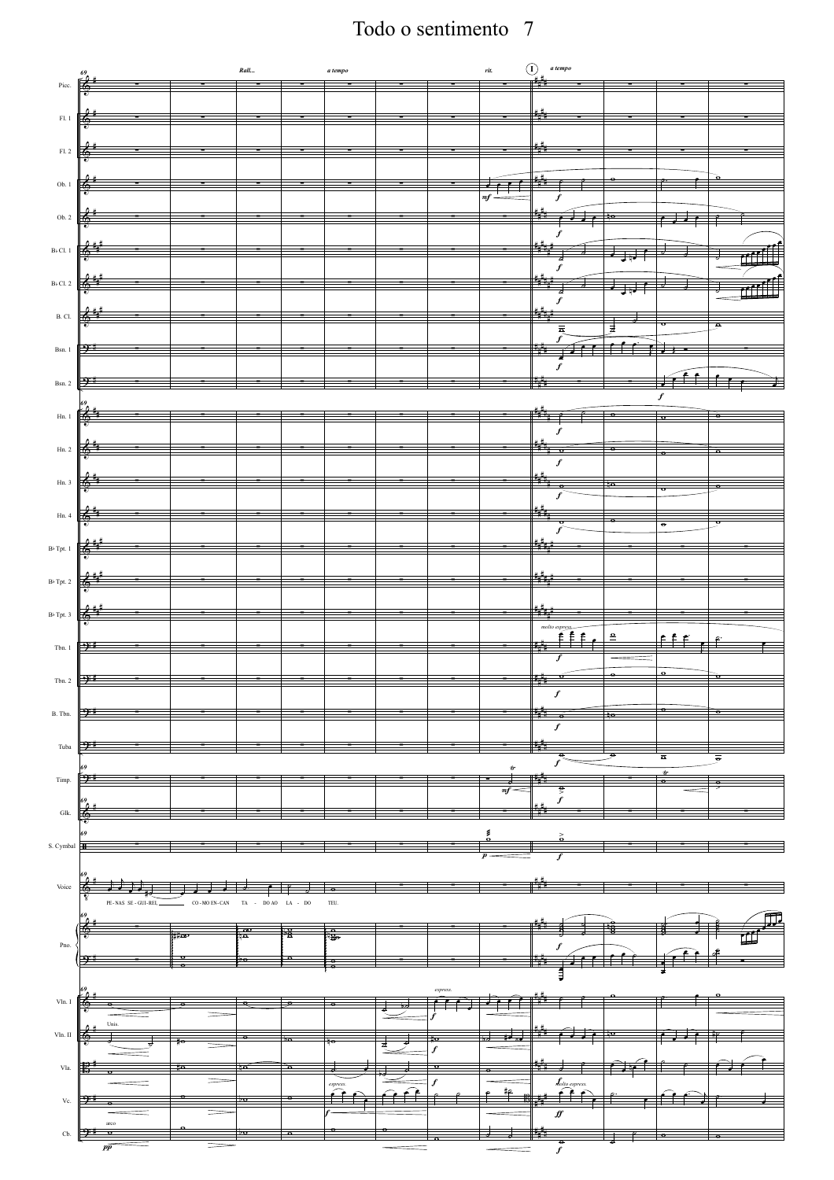Picc.

Fl. 1

Fl. 2

Ob. 1

Ob. 2

B♭ Cl. 1

B♭ Cl. 2

B. Cl.

Bsn. 1

Bsn. 2

Hn. 1

Hn. 2

Hn. 3

Hn. 4

B♭ Tpt. 1

B♭ Tpt. 2

B♭ Tpt. 3

Tbn. 1

Tbn. 2

B. Tbn.

Tuba

Timp.

Glk.

S. Cymbal

Voice

Pno.

Vln. I

Vln. II

Vla.

Vc.

Cb.

69

Rall... a tempo rit. I a tempo

PE - NAS SE - GUI - REI, CO - MO EN - CAN TA - DO AO LA - DO TEU.

molto espress.

espress.

Unis.

molto espress.

arco

*mf* *f* *p* *pp* *ff*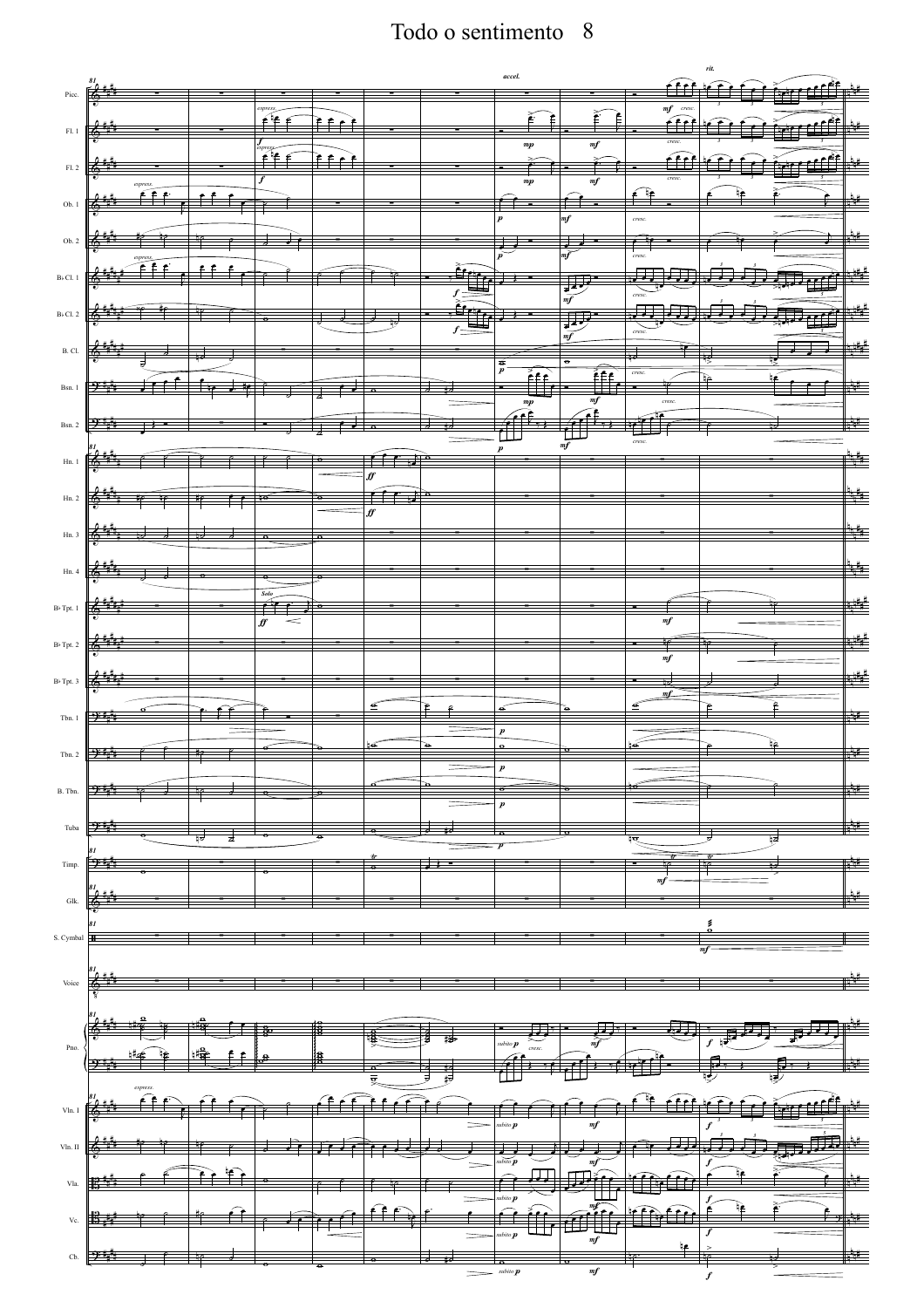Todo o sentimento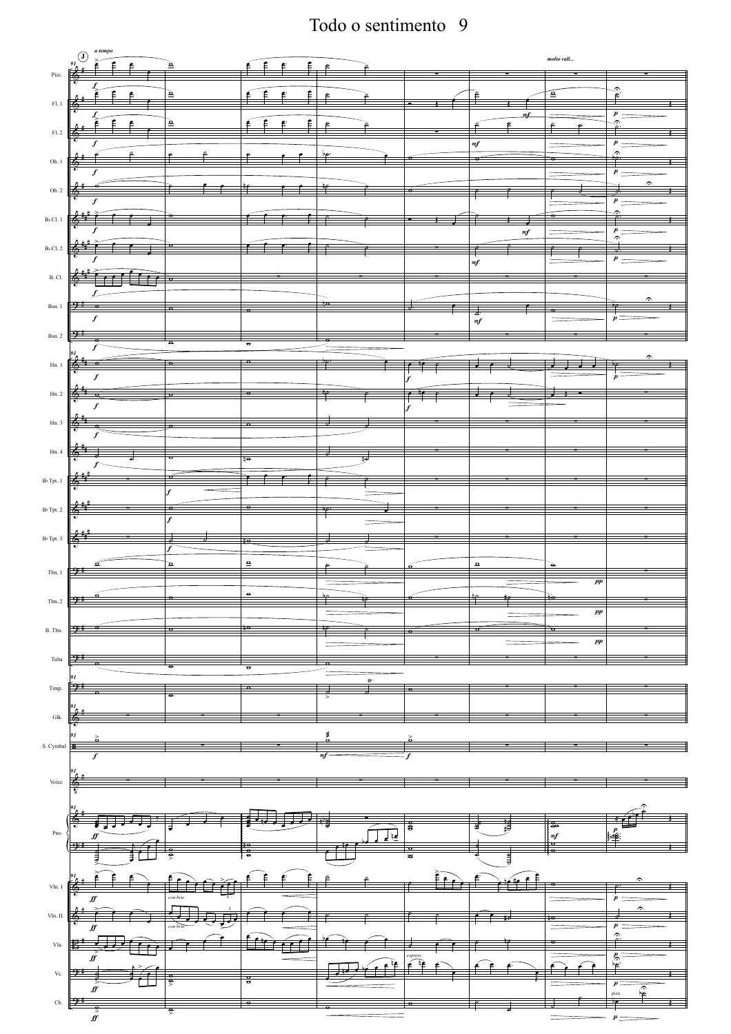# Todo o sentimento 9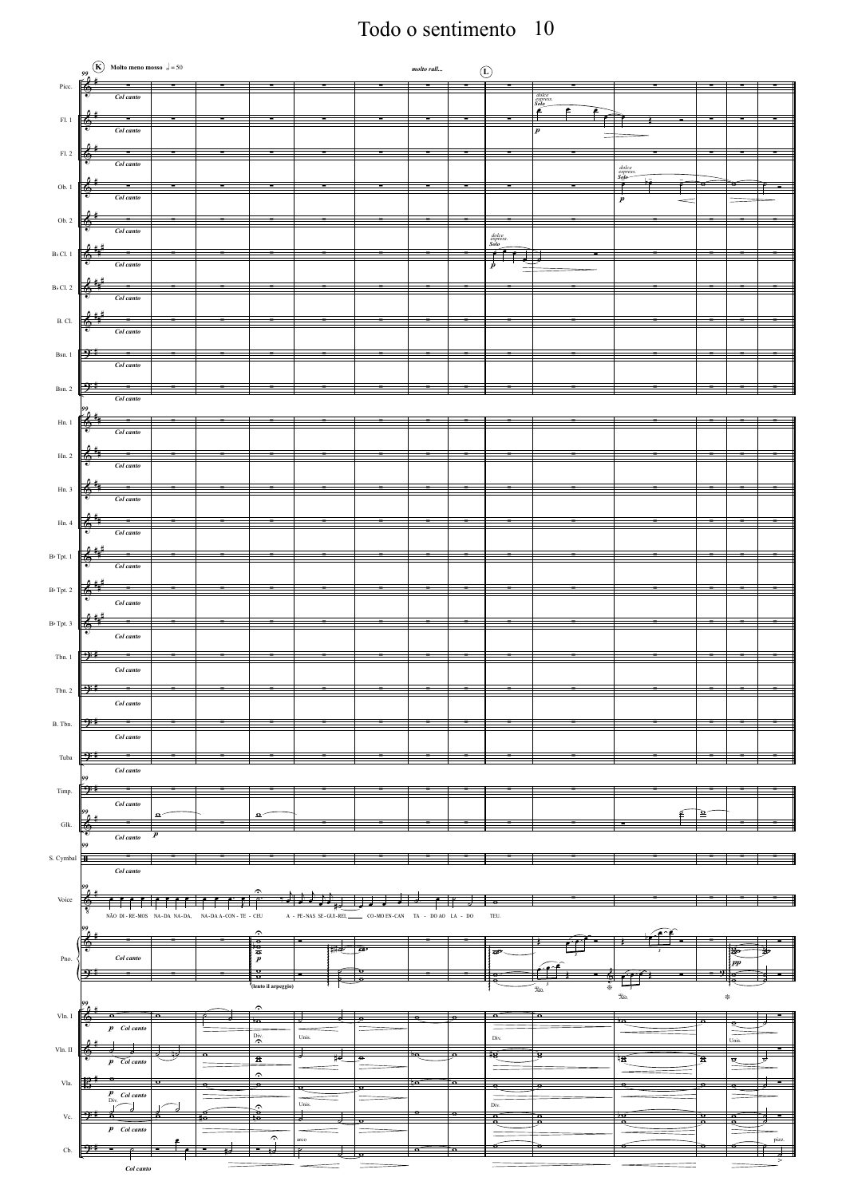# Todo o sentimento

K **Molto meno mosso** ♩ = 50

*molto rall...*

L

Picc. — *Col canto*

Fl. 1 — *Col canto* — *dolce espress.* Solo — *p*

Fl. 2 — *Col canto*

Ob. 1 — *Col canto* — *dolce espress.* Solo — *p*

Ob. 2 — *Col canto*

B♭ Cl. 1 — *Col canto* — *dolce espress.* Solo — *p*

B♭ Cl. 2 — *Col canto*

B. Cl. — *Col canto*

Bsn. 1 — *Col canto*

Bsn. 2 — *Col canto*

Hn. 1 — *Col canto*

Hn. 2 — *Col canto*

Hn. 3 — *Col canto*

Hn. 4 — *Col canto*

B♭ Tpt. 1 — *Col canto*

B♭ Tpt. 2 — *Col canto*

B♭ Tpt. 3 — *Col canto*

Tbn. 1 — *Col canto*

Tbn. 2 — *Col canto*

B. Tbn. — *Col canto*

Tuba — *Col canto*

Timp. — *Col canto*

Glk. — *Col canto* — *p*

S. Cymbal — *Col canto*

Voice: NÃO DI - RE-MOS NA-DA NA-DA, NA-DA A-CON - TE - CEU A - PE-NAS SE-GUI-REI CO-MO EN-CAN TA - DO AO LA - DO TEU.

Pno. — *Col canto* — *p* — (lento il arpeggio) — *pp*

Vln. I — *p* *Col canto* — Div. — Unis.

Vln. II — *p* *Col canto* — Div. — Unis.

Vla. — *p* *Col canto* — Div. — Unis. — Div.

Vc. — *p* *Col canto* — Div.

Cb. — *Col canto* — arco — pizz.